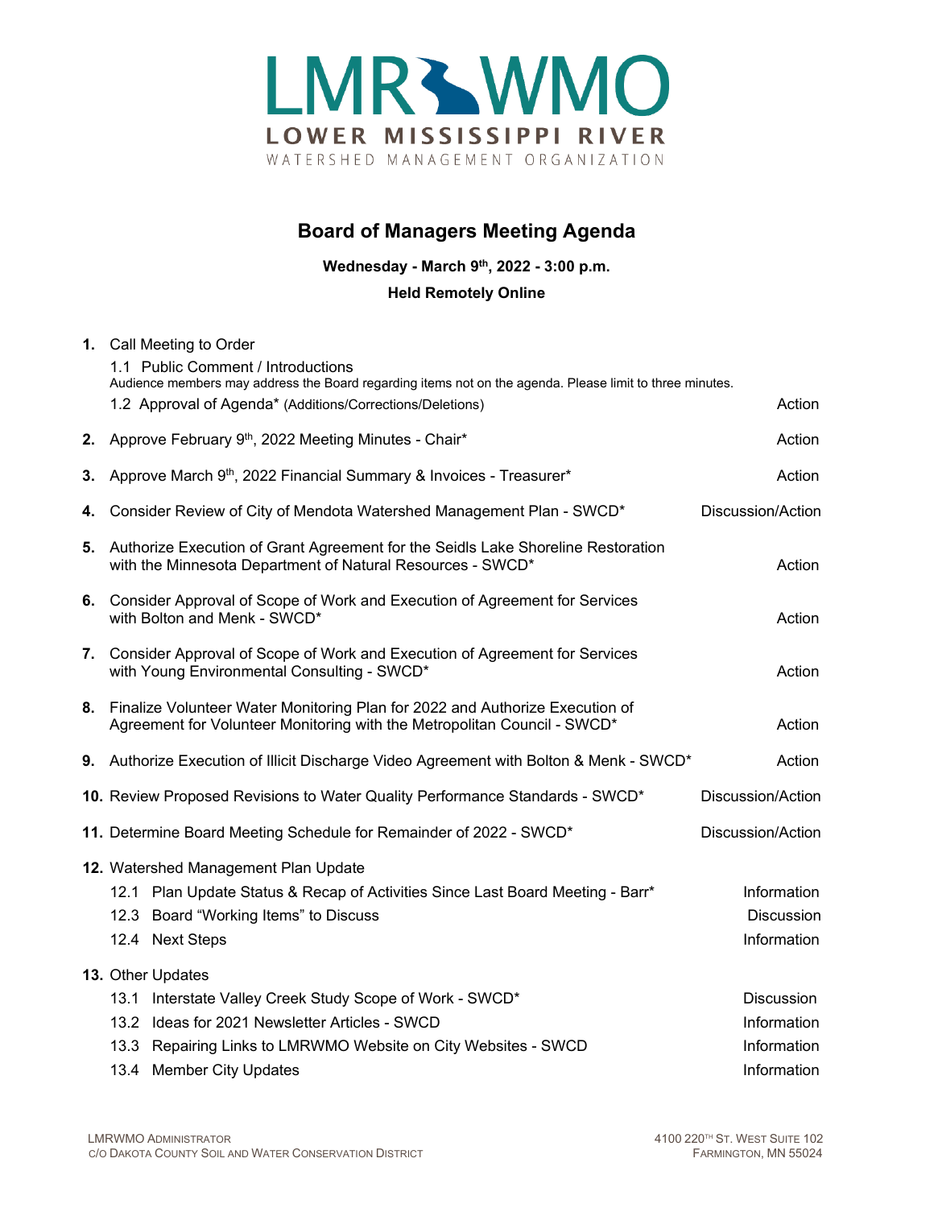# LMR WMO

**LOWER MISSISSIPPI RIVER**
WATERSHED MANAGEMENT ORGANIZATION

## Board of Managers Meeting Agenda

**Wednesday - March 9th, 2022 - 3:00 p.m.**

**Held Remotely Online**

| | | |
|---|---|---|
| **1.** | Call Meeting to Order | |
| | 1.1 Public Comment / Introductions<br>Audience members may address the Board regarding items not on the agenda. Please limit to three minutes. | |
| | 1.2 Approval of Agenda* (Additions/Corrections/Deletions) | Action |
| **2.** | Approve February 9th, 2022 Meeting Minutes - Chair* | Action |
| **3.** | Approve March 9th, 2022 Financial Summary & Invoices - Treasurer* | Action |
| **4.** | Consider Review of City of Mendota Watershed Management Plan - SWCD* | Discussion/Action |
| **5.** | Authorize Execution of Grant Agreement for the Seidls Lake Shoreline Restoration with the Minnesota Department of Natural Resources - SWCD* | Action |
| **6.** | Consider Approval of Scope of Work and Execution of Agreement for Services with Bolton and Menk - SWCD* | Action |
| **7.** | Consider Approval of Scope of Work and Execution of Agreement for Services with Young Environmental Consulting - SWCD* | Action |
| **8.** | Finalize Volunteer Water Monitoring Plan for 2022 and Authorize Execution of Agreement for Volunteer Monitoring with the Metropolitan Council - SWCD* | Action |
| **9.** | Authorize Execution of Illicit Discharge Video Agreement with Bolton & Menk - SWCD* | Action |
| **10.** | Review Proposed Revisions to Water Quality Performance Standards - SWCD* | Discussion/Action |
| **11.** | Determine Board Meeting Schedule for Remainder of 2022 - SWCD* | Discussion/Action |
| **12.** | Watershed Management Plan Update | |
| | 12.1 Plan Update Status & Recap of Activities Since Last Board Meeting - Barr* | Information |
| | 12.3 Board "Working Items" to Discuss | Discussion |
| | 12.4 Next Steps | Information |
| **13.** | Other Updates | |
| | 13.1 Interstate Valley Creek Study Scope of Work - SWCD* | Discussion |
| | 13.2 Ideas for 2021 Newsletter Articles - SWCD | Information |
| | 13.3 Repairing Links to LMRWMO Website on City Websites - SWCD | Information |
| | 13.4 Member City Updates | Information |

LMRWMO ADMINISTRATOR
C/O DAKOTA COUNTY SOIL AND WATER CONSERVATION DISTRICT

4100 220TH ST. WEST SUITE 102
FARMINGTON, MN 55024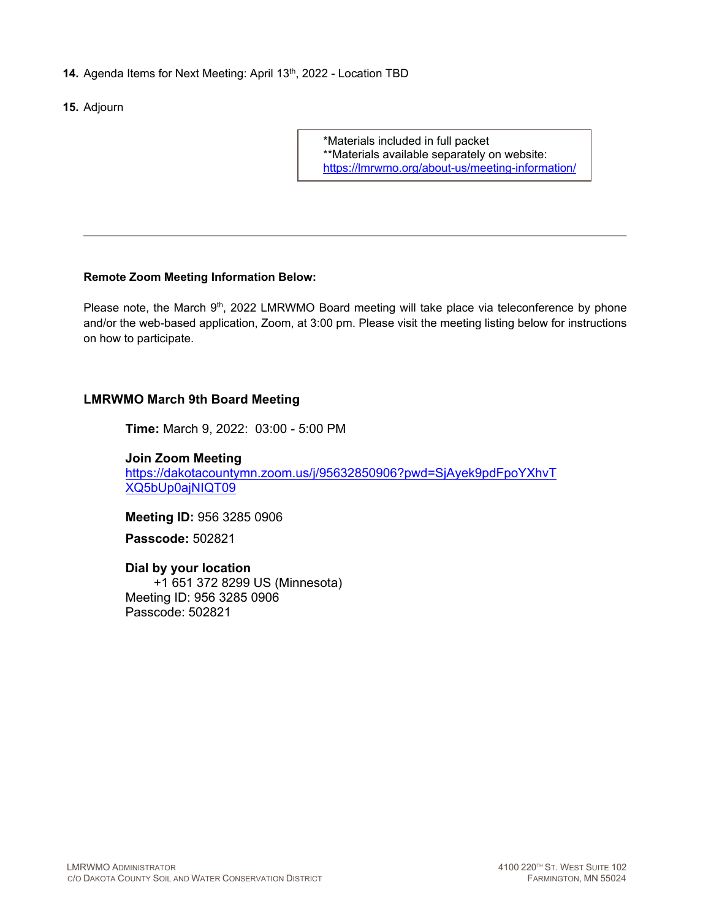14. Agenda Items for Next Meeting: April 13th, 2022 - Location TBD

15. Adjourn

> *Materials included in full packet
> **Materials available separately on website: https://lmrwmo.org/about-us/meeting-information/

---

**Remote Zoom Meeting Information Below:**

Please note, the March 9th, 2022 LMRWMO Board meeting will take place via teleconference by phone and/or the web-based application, Zoom, at 3:00 pm. Please visit the meeting listing below for instructions on how to participate.

## LMRWMO March 9th Board Meeting

**Time:** March 9, 2022: 03:00 - 5:00 PM

**Join Zoom Meeting**
https://dakotacountymn.zoom.us/j/95632850906?pwd=SjAyek9pdFpoYXhvTXQ5bUp0ajNIQT09

**Meeting ID:** 956 3285 0906

**Passcode:** 502821

**Dial by your location**
+1 651 372 8299 US (Minnesota)
Meeting ID: 956 3285 0906
Passcode: 502821

LMRWMO Administrator
c/o Dakota County Soil and Water Conservation District

4100 220th St. West Suite 102
Farmington, MN 55024